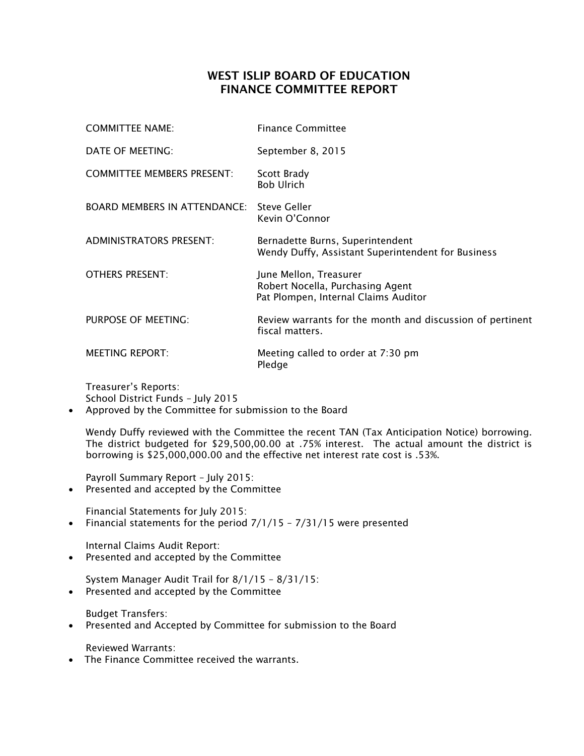# WEST ISLIP BOARD OF EDUCATION
# FINANCE COMMITTEE REPORT

| | |
|---|---|
| COMMITTEE NAME: | Finance Committee |
| DATE OF MEETING: | September 8, 2015 |
| COMMITTEE MEMBERS PRESENT: | Scott Brady<br>Bob Ulrich |
| BOARD MEMBERS IN ATTENDANCE: | Steve Geller<br>Kevin O'Connor |
| ADMINISTRATORS PRESENT: | Bernadette Burns, Superintendent<br>Wendy Duffy, Assistant Superintendent for Business |
| OTHERS PRESENT: | June Mellon, Treasurer<br>Robert Nocella, Purchasing Agent<br>Pat Plompen, Internal Claims Auditor |
| PURPOSE OF MEETING: | Review warrants for the month and discussion of pertinent fiscal matters. |
| MEETING REPORT: | Meeting called to order at 7:30 pm<br>Pledge |

Treasurer's Reports:
School District Funds – July 2015

- Approved by the Committee for submission to the Board

Wendy Duffy reviewed with the Committee the recent TAN (Tax Anticipation Notice) borrowing. The district budgeted for $29,500,00.00 at .75% interest. The actual amount the district is borrowing is $25,000,000.00 and the effective net interest rate cost is .53%.

Payroll Summary Report – July 2015:

- Presented and accepted by the Committee

Financial Statements for July 2015:

- Financial statements for the period 7/1/15 – 7/31/15 were presented

Internal Claims Audit Report:

- Presented and accepted by the Committee

System Manager Audit Trail for 8/1/15 – 8/31/15:

- Presented and accepted by the Committee

Budget Transfers:

- Presented and Accepted by Committee for submission to the Board

Reviewed Warrants:

- The Finance Committee received the warrants.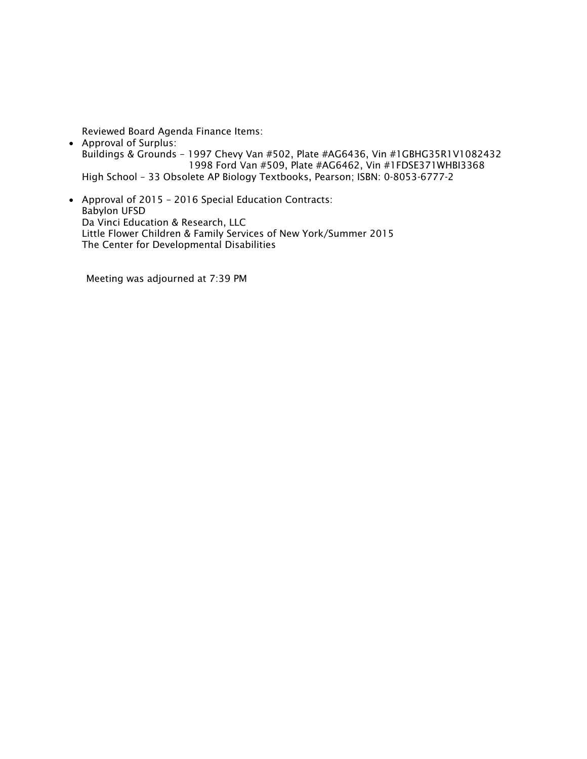Reviewed Board Agenda Finance Items:

- Approval of Surplus:
  Buildings & Grounds – 1997 Chevy Van #502, Plate #AG6436, Vin #1GBHG35R1V1082432
  1998 Ford Van #509, Plate #AG6462, Vin #1FDSE371WHBI3368
  High School – 33 Obsolete AP Biology Textbooks, Pearson; ISBN: 0-8053-6777-2

- Approval of 2015 – 2016 Special Education Contracts:
  Babylon UFSD
  Da Vinci Education & Research, LLC
  Little Flower Children & Family Services of New York/Summer 2015
  The Center for Developmental Disabilities

Meeting was adjourned at 7:39 PM